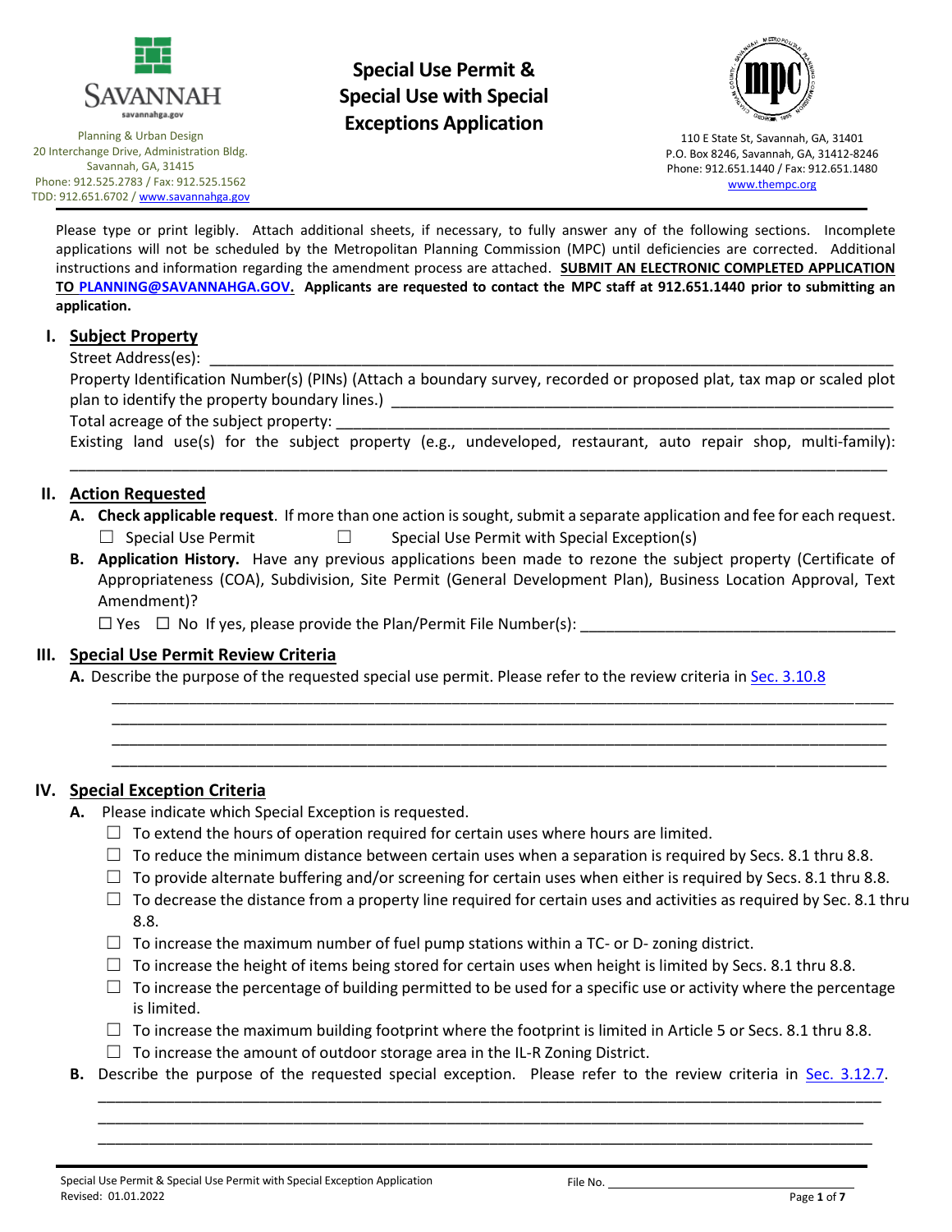SAVANNAH
savannahga.gov

Planning & Urban Design
20 Interchange Drive, Administration Bldg.
Savannah, GA, 31415
Phone: 912.525.2783 / Fax: 912.525.1562
TDD: 912.651.6702 / www.savannahga.gov

# Special Use Permit & Special Use with Special Exceptions Application

110 E State St, Savannah, GA, 31401
P.O. Box 8246, Savannah, GA, 31412-8246
Phone: 912.651.1440 / Fax: 912.651.1480
www.thempc.org

Please type or print legibly. Attach additional sheets, if necessary, to fully answer any of the following sections. Incomplete applications will not be scheduled by the Metropolitan Planning Commission (MPC) until deficiencies are corrected. Additional instructions and information regarding the amendment process are attached. **SUBMIT AN ELECTRONIC COMPLETED APPLICATION TO PLANNING@SAVANNAHGA.GOV. Applicants are requested to contact the MPC staff at 912.651.1440 prior to submitting an application.**

## I. Subject Property

Street Address(es): ____________________________________________

Property Identification Number(s) (PINs) (Attach a boundary survey, recorded or proposed plat, tax map or scaled plot plan to identify the property boundary lines.) ____________________________________________

Total acreage of the subject property: ____________________________________________

Existing land use(s) for the subject property (e.g., undeveloped, restaurant, auto repair shop, multi-family): ____________________________________________

## II. Action Requested

**A. Check applicable request**. If more than one action is sought, submit a separate application and fee for each request.

☐ Special Use Permit ☐ Special Use Permit with Special Exception(s)

**B. Application History.** Have any previous applications been made to rezone the subject property (Certificate of Appropriateness (COA), Subdivision, Site Permit (General Development Plan), Business Location Approval, Text Amendment)?

☐ Yes ☐ No If yes, please provide the Plan/Permit File Number(s): ____________________________________________

## III. Special Use Permit Review Criteria

**A.** Describe the purpose of the requested special use permit. Please refer to the review criteria in Sec. 3.10.8

____________________________________________
____________________________________________
____________________________________________
____________________________________________

## IV. Special Exception Criteria

**A.** Please indicate which Special Exception is requested.

- ☐ To extend the hours of operation required for certain uses where hours are limited.
- ☐ To reduce the minimum distance between certain uses when a separation is required by Secs. 8.1 thru 8.8.
- ☐ To provide alternate buffering and/or screening for certain uses when either is required by Secs. 8.1 thru 8.8.
- ☐ To decrease the distance from a property line required for certain uses and activities as required by Sec. 8.1 thru 8.8.
- ☐ To increase the maximum number of fuel pump stations within a TC- or D- zoning district.
- ☐ To increase the height of items being stored for certain uses when height is limited by Secs. 8.1 thru 8.8.
- ☐ To increase the percentage of building permitted to be used for a specific use or activity where the percentage is limited.
- ☐ To increase the maximum building footprint where the footprint is limited in Article 5 or Secs. 8.1 thru 8.8.
- ☐ To increase the amount of outdoor storage area in the IL-R Zoning District.

**B.** Describe the purpose of the requested special exception. Please refer to the review criteria in Sec. 3.12.7.

____________________________________________
____________________________________________
____________________________________________

Special Use Permit & Special Use Permit with Special Exception Application
Revised: 01.01.2022

File No. ____________________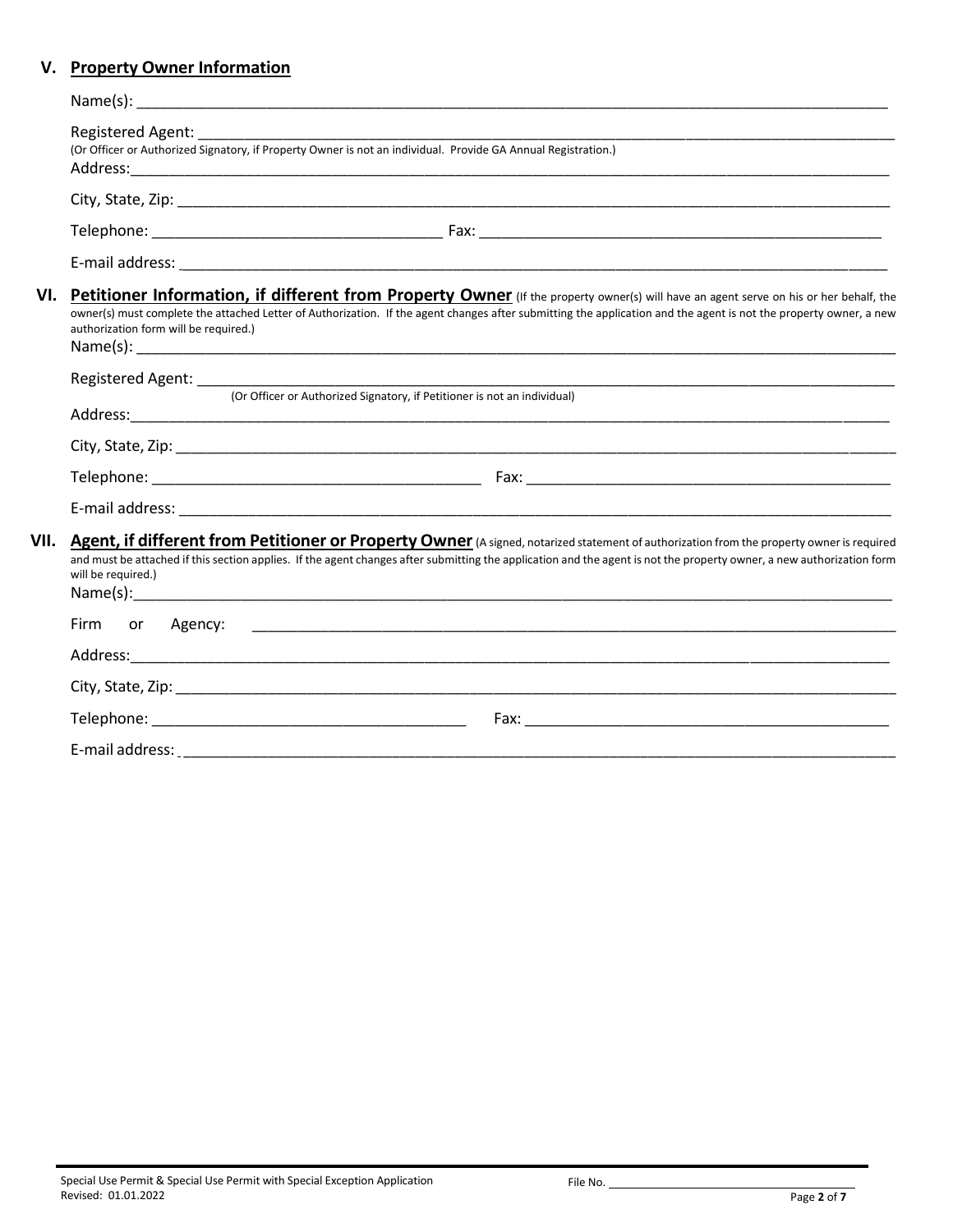## V. Property Owner Information

Name(s): ____________________________________________________________________________________

Registered Agent: ____________________________________________________________________________
(Or Officer or Authorized Signatory, if Property Owner is not an individual. Provide GA Annual Registration.)

Address:_____________________________________________________________________________________

City, State, Zip: ______________________________________________________________________________

Telephone: _________________________________ Fax: ________________________________________

E-mail address: ________________________________________________________________________________

## VI. Petitioner Information, if different from Property Owner

(If the property owner(s) will have an agent serve on his or her behalf, the owner(s) must complete the attached Letter of Authorization. If the agent changes after submitting the application and the agent is not the property owner, a new authorization form will be required.)

Name(s): ____________________________________________________________________________________

Registered Agent: ____________________________________________________________________________
(Or Officer or Authorized Signatory, if Petitioner is not an individual)

Address:_____________________________________________________________________________________

City, State, Zip: ______________________________________________________________________________

Telephone: _____________________________________ Fax: ____________________________________

E-mail address: ________________________________________________________________________________

## VII. Agent, if different from Petitioner or Property Owner

(A signed, notarized statement of authorization from the property owner is required and must be attached if this section applies. If the agent changes after submitting the application and the agent is not the property owner, a new authorization form will be required.)

Name(s):_____________________________________________________________________________________

Firm or Agency: _______________________________________________________________________________

Address:_____________________________________________________________________________________

City, State, Zip: ______________________________________________________________________________

Telephone: ____________________________________ Fax: _____________________________________

E-mail address: ________________________________________________________________________________

Special Use Permit & Special Use Permit with Special Exception Application
Revised: 01.01.2022

File No. ______________________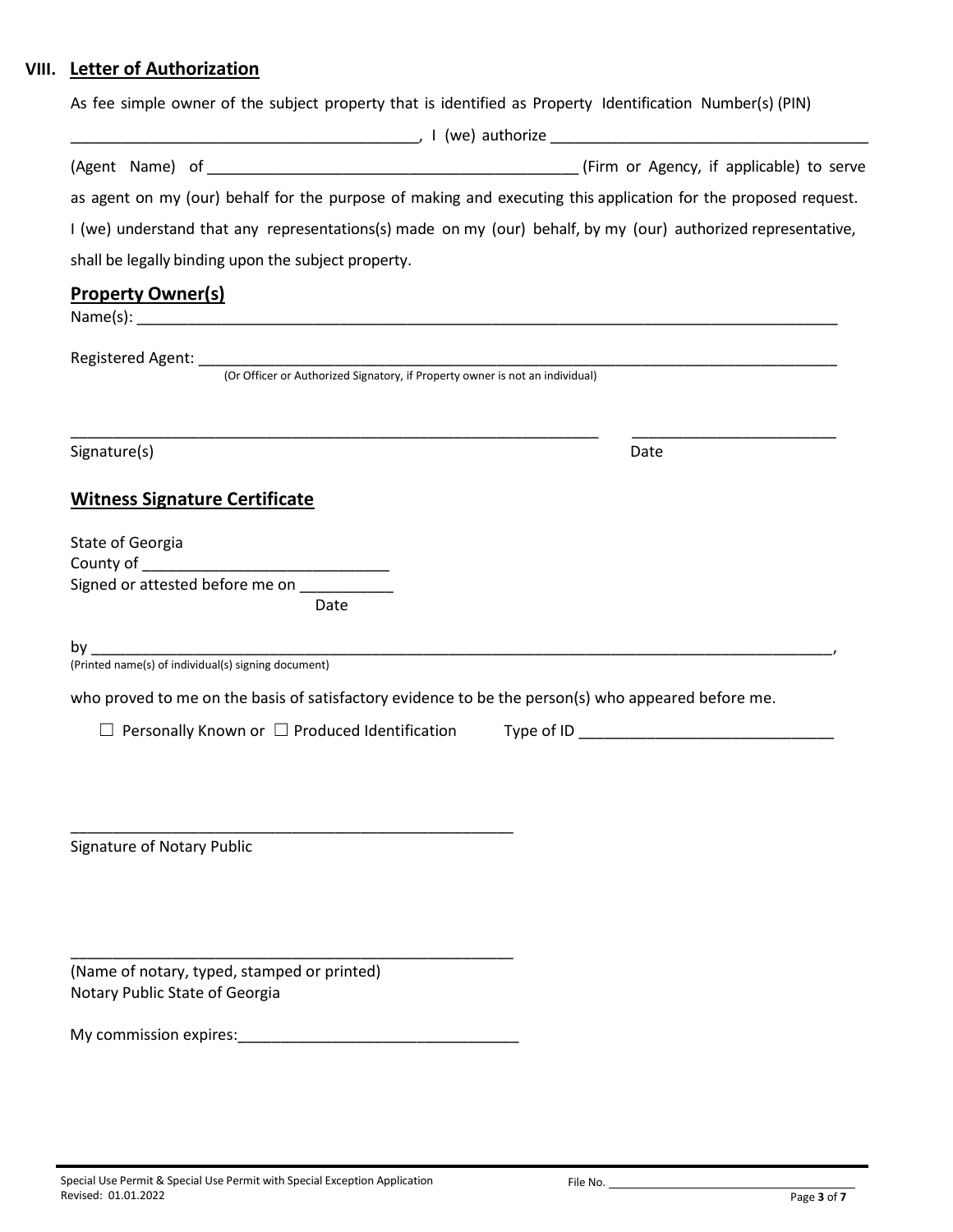## VIII. Letter of Authorization

As fee simple owner of the subject property that is identified as Property Identification Number(s) (PIN) ________________________________________, I (we) authorize ____________________________________ (Agent Name) of ___________________________________________ (Firm or Agency, if applicable) to serve as agent on my (our) behalf for the purpose of making and executing this application for the proposed request. I (we) understand that any representations(s) made on my (our) behalf, by my (our) authorized representative, shall be legally binding upon the subject property.

### Property Owner(s)

Name(s): ____________________________________________________________________________________

Registered Agent: ____________________________________________________________________________
(Or Officer or Authorized Signatory, if Property owner is not an individual)

_______________________________________________________________ _______________________

Signature(s) Date

### Witness Signature Certificate

State of Georgia
County of ____________________________
Signed or attested before me on ___________
Date

by ____________________________________________________________________________________________,
(Printed name(s) of individual(s) signing document)

who proved to me on the basis of satisfactory evidence to be the person(s) who appeared before me.

☐ Personally Known or ☐ Produced Identification Type of ID ______________________________

____________________________________________________

Signature of Notary Public

____________________________________________________

(Name of notary, typed, stamped or printed)
Notary Public State of Georgia

My commission expires:_________________________________

Special Use Permit & Special Use Permit with Special Exception Application
Revised: 01.01.2022

File No. ____________________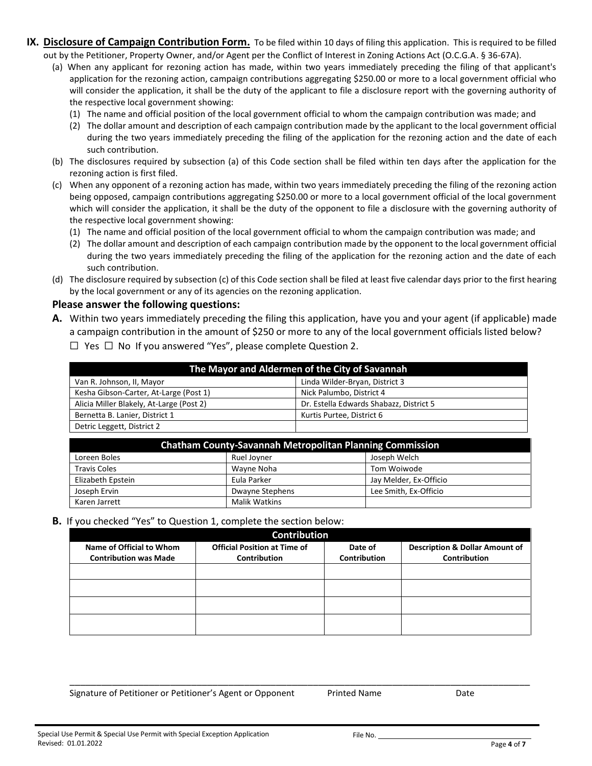## IX. Disclosure of Campaign Contribution Form.

To be filed within 10 days of filing this application. This is required to be filled out by the Petitioner, Property Owner, and/or Agent per the Conflict of Interest in Zoning Actions Act (O.C.G.A. § 36-67A).

(a) When any applicant for rezoning action has made, within two years immediately preceding the filing of that applicant's application for the rezoning action, campaign contributions aggregating $250.00 or more to a local government official who will consider the application, it shall be the duty of the applicant to file a disclosure report with the governing authority of the respective local government showing:
   (1) The name and official position of the local government official to whom the campaign contribution was made; and
   (2) The dollar amount and description of each campaign contribution made by the applicant to the local government official during the two years immediately preceding the filing of the application for the rezoning action and the date of each such contribution.

(b) The disclosures required by subsection (a) of this Code section shall be filed within ten days after the application for the rezoning action is first filed.

(c) When any opponent of a rezoning action has made, within two years immediately preceding the filing of the rezoning action being opposed, campaign contributions aggregating $250.00 or more to a local government official of the local government which will consider the application, it shall be the duty of the opponent to file a disclosure with the governing authority of the respective local government showing:
   (1) The name and official position of the local government official to whom the campaign contribution was made; and
   (2) The dollar amount and description of each campaign contribution made by the opponent to the local government official during the two years immediately preceding the filing of the application for the rezoning action and the date of each such contribution.

(d) The disclosure required by subsection (c) of this Code section shall be filed at least five calendar days prior to the first hearing by the local government or any of its agencies on the rezoning application.

### Please answer the following questions:

**A.** Within two years immediately preceding the filing this application, have you and your agent (if applicable) made a campaign contribution in the amount of $250 or more to any of the local government officials listed below?

☐ Yes ☐ No If you answered "Yes", please complete Question 2.

| The Mayor and Aldermen of the City of Savannah | |
|---|---|
| Van R. Johnson, II, Mayor | Linda Wilder-Bryan, District 3 |
| Kesha Gibson-Carter, At-Large (Post 1) | Nick Palumbo, District 4 |
| Alicia Miller Blakely, At-Large (Post 2) | Dr. Estella Edwards Shabazz, District 5 |
| Bernetta B. Lanier, District 1 | Kurtis Purtee, District 6 |
| Detric Leggett, District 2 | |

| Chatham County-Savannah Metropolitan Planning Commission | | |
|---|---|---|
| Loreen Boles | Ruel Joyner | Joseph Welch |
| Travis Coles | Wayne Noha | Tom Woiwode |
| Elizabeth Epstein | Eula Parker | Jay Melder, Ex-Officio |
| Joseph Ervin | Dwayne Stephens | Lee Smith, Ex-Officio |
| Karen Jarrett | Malik Watkins | |

**B.** If you checked "Yes" to Question 1, complete the section below:

| Contribution | | | |
|---|---|---|---|
| **Name of Official to Whom Contribution was Made** | **Official Position at Time of Contribution** | **Date of Contribution** | **Description & Dollar Amount of Contribution** |
| | | | |
| | | | |
| | | | |
| | | | |

\_\_\_\_\_\_\_\_\_\_\_\_\_\_\_\_\_\_\_\_\_\_\_\_\_\_\_\_\_\_\_\_\_\_\_\_\_\_\_\_\_\_\_\_\_\_\_\_\_\_\_\_\_\_\_\_\_\_\_\_\_\_\_\_\_\_\_\_\_\_\_\_

Signature of Petitioner or Petitioner's Agent or Opponent    Printed Name    Date

Special Use Permit & Special Use Permit with Special Exception Application
Revised: 01.01.2022

File No. \_\_\_\_\_\_\_\_\_\_\_\_\_\_\_\_\_\_\_\_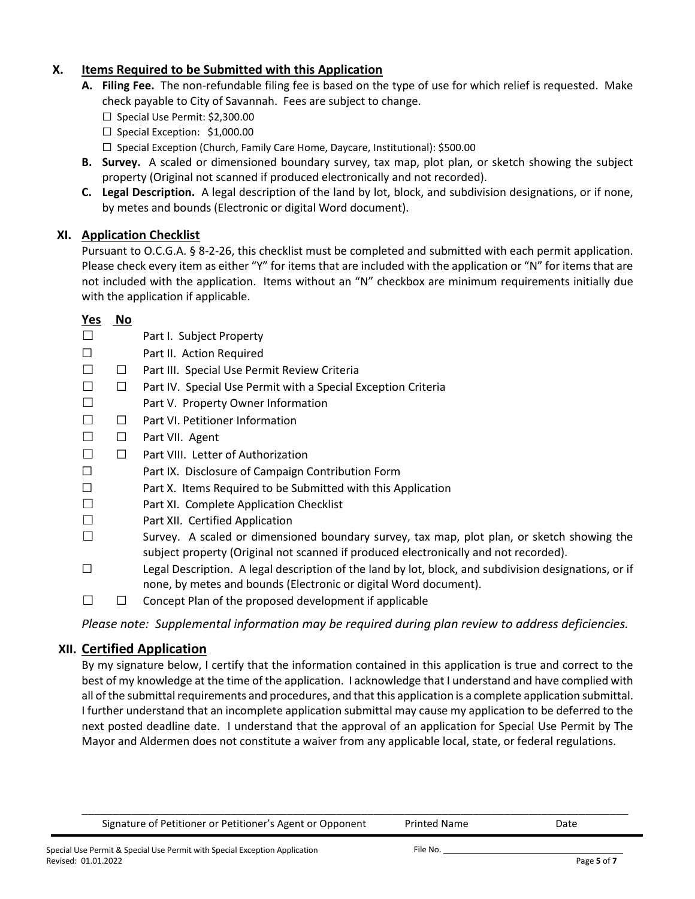## X. Items Required to be Submitted with this Application

**A. Filing Fee.** The non-refundable filing fee is based on the type of use for which relief is requested. Make check payable to City of Savannah. Fees are subject to change.

- ☐ Special Use Permit: $2,300.00
- ☐ Special Exception: $1,000.00
- ☐ Special Exception (Church, Family Care Home, Daycare, Institutional): $500.00

**B. Survey.** A scaled or dimensioned boundary survey, tax map, plot plan, or sketch showing the subject property (Original not scanned if produced electronically and not recorded).

**C. Legal Description.** A legal description of the land by lot, block, and subdivision designations, or if none, by metes and bounds (Electronic or digital Word document).

## XI. Application Checklist

Pursuant to O.C.G.A. § 8-2-26, this checklist must be completed and submitted with each permit application. Please check every item as either "Y" for items that are included with the application or "N" for items that are not included with the application. Items without an "N" checkbox are minimum requirements initially due with the application if applicable.

| Yes | No | |
|---|---|---|
| ☐ | | Part I. Subject Property |
| ☐ | | Part II. Action Required |
| ☐ | ☐ | Part III. Special Use Permit Review Criteria |
| ☐ | ☐ | Part IV. Special Use Permit with a Special Exception Criteria |
| ☐ | | Part V. Property Owner Information |
| ☐ | ☐ | Part VI. Petitioner Information |
| ☐ | ☐ | Part VII. Agent |
| ☐ | ☐ | Part VIII. Letter of Authorization |
| ☐ | | Part IX. Disclosure of Campaign Contribution Form |
| ☐ | | Part X. Items Required to be Submitted with this Application |
| ☐ | | Part XI. Complete Application Checklist |
| ☐ | | Part XII. Certified Application |
| ☐ | | Survey. A scaled or dimensioned boundary survey, tax map, plot plan, or sketch showing the subject property (Original not scanned if produced electronically and not recorded). |
| ☐ | | Legal Description. A legal description of the land by lot, block, and subdivision designations, or if none, by metes and bounds (Electronic or digital Word document). |
| ☐ | ☐ | Concept Plan of the proposed development if applicable |

*Please note: Supplemental information may be required during plan review to address deficiencies.*

## XII. Certified Application

By my signature below, I certify that the information contained in this application is true and correct to the best of my knowledge at the time of the application. I acknowledge that I understand and have complied with all of the submittal requirements and procedures, and that this application is a complete application submittal. I further understand that an incomplete application submittal may cause my application to be deferred to the next posted deadline date. I understand that the approval of an application for Special Use Permit by The Mayor and Aldermen does not constitute a waiver from any applicable local, state, or federal regulations.

\_\_\_\_\_\_\_\_\_\_\_\_\_\_\_\_\_\_\_\_\_\_\_\_\_\_\_\_\_\_\_\_\_\_\_\_\_\_\_\_\_\_\_\_\_\_\_\_\_\_\_\_\_\_\_\_\_\_\_\_\_\_\_\_\_\_\_\_\_\_\_\_\_\_\_\_

Signature of Petitioner or Petitioner's Agent or Opponent    Printed Name    Date

Special Use Permit & Special Use Permit with Special Exception Application    File No. \_\_\_\_\_\_\_\_\_\_\_\_\_\_\_\_\_\_\_\_

Revised: 01.01.2022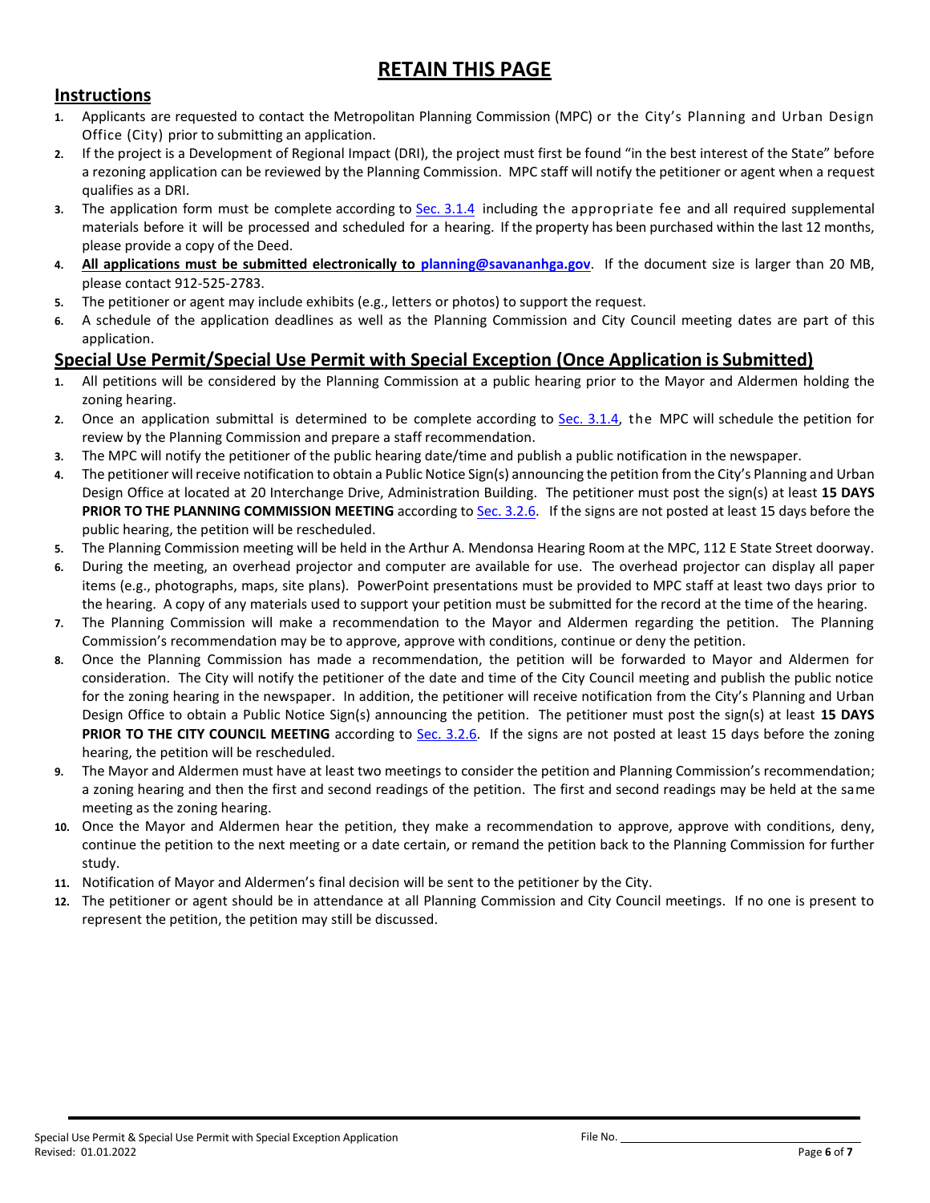# RETAIN THIS PAGE

## Instructions

1. Applicants are requested to contact the Metropolitan Planning Commission (MPC) or the City's Planning and Urban Design Office (City) prior to submitting an application.
2. If the project is a Development of Regional Impact (DRI), the project must first be found "in the best interest of the State" before a rezoning application can be reviewed by the Planning Commission. MPC staff will notify the petitioner or agent when a request qualifies as a DRI.
3. The application form must be complete according to Sec. 3.1.4 including the appropriate fee and all required supplemental materials before it will be processed and scheduled for a hearing. If the property has been purchased within the last 12 months, please provide a copy of the Deed.
4. **All applications must be submitted electronically to planning@savananhga.gov**. If the document size is larger than 20 MB, please contact 912-525-2783.
5. The petitioner or agent may include exhibits (e.g., letters or photos) to support the request.
6. A schedule of the application deadlines as well as the Planning Commission and City Council meeting dates are part of this application.

## Special Use Permit/Special Use Permit with Special Exception (Once Application is Submitted)

1. All petitions will be considered by the Planning Commission at a public hearing prior to the Mayor and Aldermen holding the zoning hearing.
2. Once an application submittal is determined to be complete according to Sec. 3.1.4, the MPC will schedule the petition for review by the Planning Commission and prepare a staff recommendation.
3. The MPC will notify the petitioner of the public hearing date/time and publish a public notification in the newspaper.
4. The petitioner will receive notification to obtain a Public Notice Sign(s) announcing the petition from the City's Planning and Urban Design Office at located at 20 Interchange Drive, Administration Building. The petitioner must post the sign(s) at least **15 DAYS PRIOR TO THE PLANNING COMMISSION MEETING** according to Sec. 3.2.6. If the signs are not posted at least 15 days before the public hearing, the petition will be rescheduled.
5. The Planning Commission meeting will be held in the Arthur A. Mendonsa Hearing Room at the MPC, 112 E State Street doorway.
6. During the meeting, an overhead projector and computer are available for use. The overhead projector can display all paper items (e.g., photographs, maps, site plans). PowerPoint presentations must be provided to MPC staff at least two days prior to the hearing. A copy of any materials used to support your petition must be submitted for the record at the time of the hearing.
7. The Planning Commission will make a recommendation to the Mayor and Aldermen regarding the petition. The Planning Commission's recommendation may be to approve, approve with conditions, continue or deny the petition.
8. Once the Planning Commission has made a recommendation, the petition will be forwarded to Mayor and Aldermen for consideration. The City will notify the petitioner of the date and time of the City Council meeting and publish the public notice for the zoning hearing in the newspaper. In addition, the petitioner will receive notification from the City's Planning and Urban Design Office to obtain a Public Notice Sign(s) announcing the petition. The petitioner must post the sign(s) at least **15 DAYS PRIOR TO THE CITY COUNCIL MEETING** according to Sec. 3.2.6. If the signs are not posted at least 15 days before the zoning hearing, the petition will be rescheduled.
9. The Mayor and Aldermen must have at least two meetings to consider the petition and Planning Commission's recommendation; a zoning hearing and then the first and second readings of the petition. The first and second readings may be held at the same meeting as the zoning hearing.
10. Once the Mayor and Aldermen hear the petition, they make a recommendation to approve, approve with conditions, deny, continue the petition to the next meeting or a date certain, or remand the petition back to the Planning Commission for further study.
11. Notification of Mayor and Aldermen's final decision will be sent to the petitioner by the City.
12. The petitioner or agent should be in attendance at all Planning Commission and City Council meetings. If no one is present to represent the petition, the petition may still be discussed.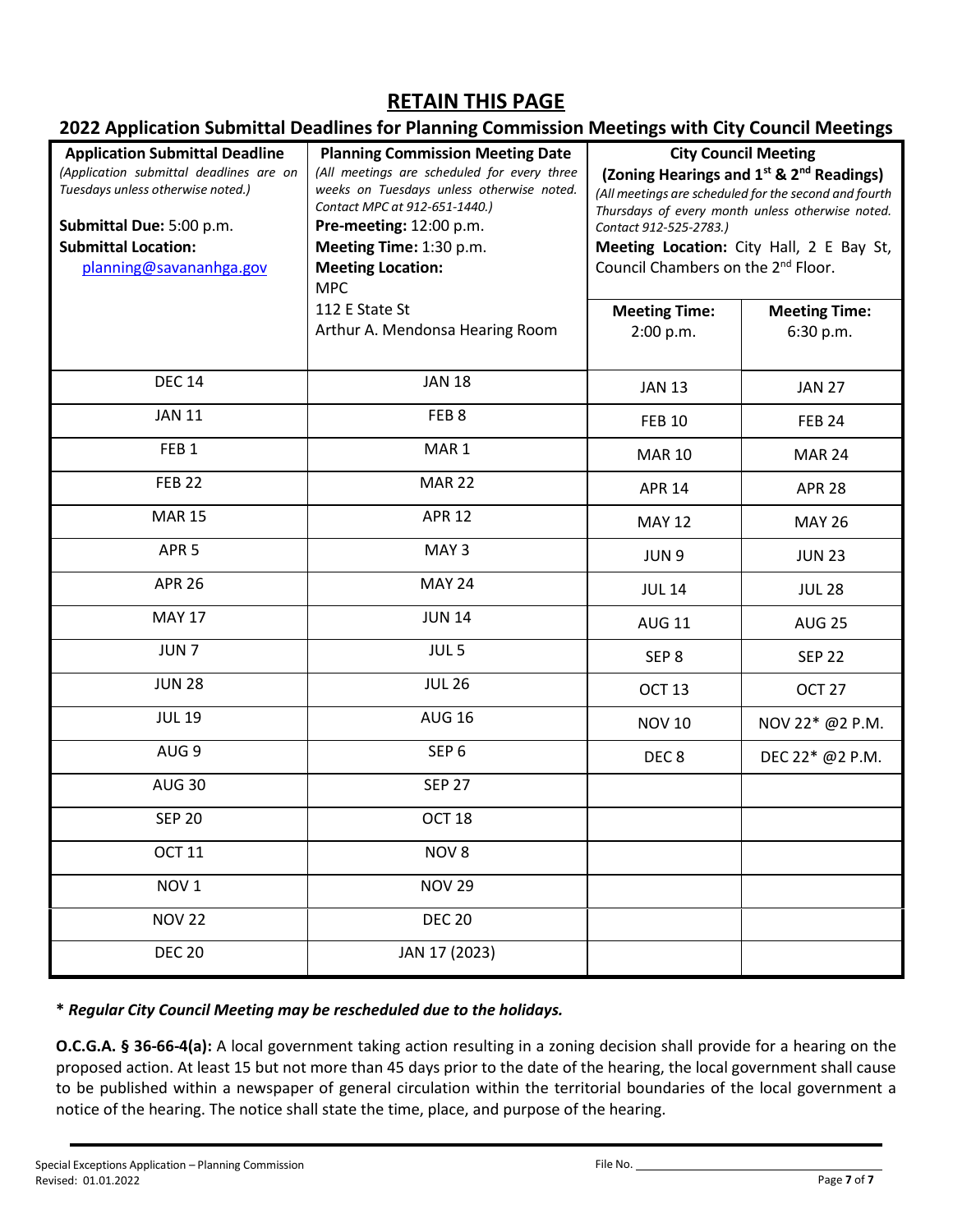# RETAIN THIS PAGE

## 2022 Application Submittal Deadlines for Planning Commission Meetings with City Council Meetings

| **Application Submittal Deadline** *(Application submittal deadlines are on Tuesdays unless otherwise noted.)* **Submittal Due:** 5:00 p.m. **Submittal Location:** planning@savananhga.gov | **Planning Commission Meeting Date** *(All meetings are scheduled for every three weeks on Tuesdays unless otherwise noted. Contact MPC at 912-651-1440.)* **Pre-meeting:** 12:00 p.m. **Meeting Time:** 1:30 p.m. **Meeting Location:** MPC 112 E State St Arthur A. Mendonsa Hearing Room | **City Council Meeting (Zoning Hearings and 1st & 2nd Readings)** *(All meetings are scheduled for the second and fourth Thursdays of every month unless otherwise noted. Contact 912-525-2783.)* **Meeting Location:** City Hall, 2 E Bay St, Council Chambers on the 2nd Floor. | |
|---|---|---|---|
| | | **Meeting Time:** 2:00 p.m. | **Meeting Time:** 6:30 p.m. |
| DEC 14 | JAN 18 | JAN 13 | JAN 27 |
| JAN 11 | FEB 8 | FEB 10 | FEB 24 |
| FEB 1 | MAR 1 | MAR 10 | MAR 24 |
| FEB 22 | MAR 22 | APR 14 | APR 28 |
| MAR 15 | APR 12 | MAY 12 | MAY 26 |
| APR 5 | MAY 3 | JUN 9 | JUN 23 |
| APR 26 | MAY 24 | JUL 14 | JUL 28 |
| MAY 17 | JUN 14 | AUG 11 | AUG 25 |
| JUN 7 | JUL 5 | SEP 8 | SEP 22 |
| JUN 28 | JUL 26 | OCT 13 | OCT 27 |
| JUL 19 | AUG 16 | NOV 10 | NOV 22* @2 P.M. |
| AUG 9 | SEP 6 | DEC 8 | DEC 22* @2 P.M. |
| AUG 30 | SEP 27 | | |
| SEP 20 | OCT 18 | | |
| OCT 11 | NOV 8 | | |
| NOV 1 | NOV 29 | | |
| NOV 22 | DEC 20 | | |
| DEC 20 | JAN 17 (2023) | | |

**\*** ***Regular City Council Meeting may be rescheduled due to the holidays.***

**O.C.G.A. § 36-66-4(a):** A local government taking action resulting in a zoning decision shall provide for a hearing on the proposed action. At least 15 but not more than 45 days prior to the date of the hearing, the local government shall cause to be published within a newspaper of general circulation within the territorial boundaries of the local government a notice of the hearing. The notice shall state the time, place, and purpose of the hearing.

Special Exceptions Application – Planning Commission
Revised: 01.01.2022

File No. \_\_\_\_\_\_\_\_\_\_\_\_\_\_\_\_\_\_\_\_